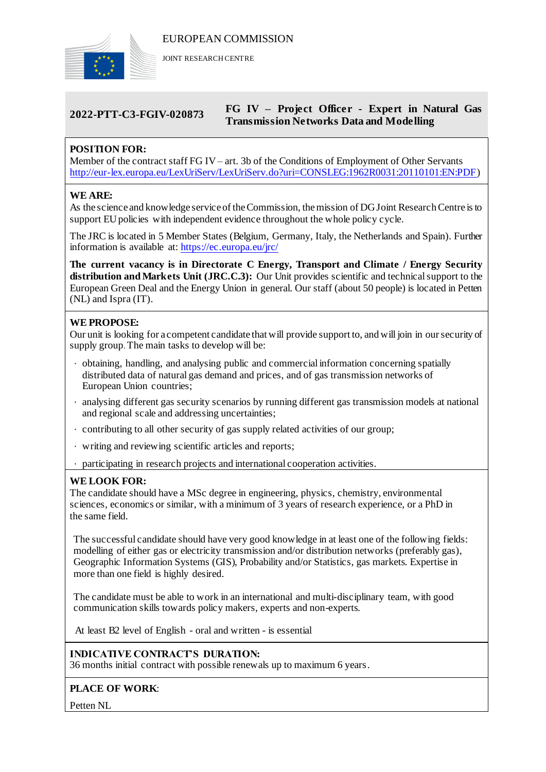EUROPEAN COMMISSION

JOINT RESEARCH CENTRE

## 2022-PTT-C3-FGIV-020873 — FG IV – Project Officer - Expert in Natural Gas Transmission Networks Data and Modelling

**POSITION FOR:**

Member of the contract staff FG IV – art. 3b of the Conditions of Employment of Other Servants (http://eur-lex.europa.eu/LexUriServ/LexUriServ.do?uri=CONSLEG:1962R0031:20110101:EN:PDF)

**WE ARE:**

As the science and knowledge service of the Commission, the mission of DG Joint Research Centre is to support EU policies with independent evidence throughout the whole policy cycle.

The JRC is located in 5 Member States (Belgium, Germany, Italy, the Netherlands and Spain). Further information is available at: https://ec.europa.eu/jrc/

**The current vacancy is in Directorate C Energy, Transport and Climate / Energy Security distribution and Markets Unit (JRC.C.3):** Our Unit provides scientific and technical support to the European Green Deal and the Energy Union in general. Our staff (about 50 people) is located in Petten (NL) and Ispra (IT).

**WE PROPOSE:**

Our unit is looking for a competent candidate that will provide support to, and will join in our security of supply group. The main tasks to develop will be:

- obtaining, handling, and analysing public and commercial information concerning spatially distributed data of natural gas demand and prices, and of gas transmission networks of European Union countries;
- analysing different gas security scenarios by running different gas transmission models at national and regional scale and addressing uncertainties;
- contributing to all other security of gas supply related activities of our group;
- writing and reviewing scientific articles and reports;
- participating in research projects and international cooperation activities.

**WE LOOK FOR:**

The candidate should have a MSc degree in engineering, physics, chemistry, environmental sciences, economics or similar, with a minimum of 3 years of research experience, or a PhD in the same field.

The successful candidate should have very good knowledge in at least one of the following fields: modelling of either gas or electricity transmission and/or distribution networks (preferably gas), Geographic Information Systems (GIS), Probability and/or Statistics, gas markets. Expertise in more than one field is highly desired.

The candidate must be able to work in an international and multi-disciplinary team, with good communication skills towards policy makers, experts and non-experts.

At least B2 level of English - oral and written - is essential

**INDICATIVE CONTRACT'S DURATION:**

36 months initial contract with possible renewals up to maximum 6 years.

**PLACE OF WORK:**

Petten NL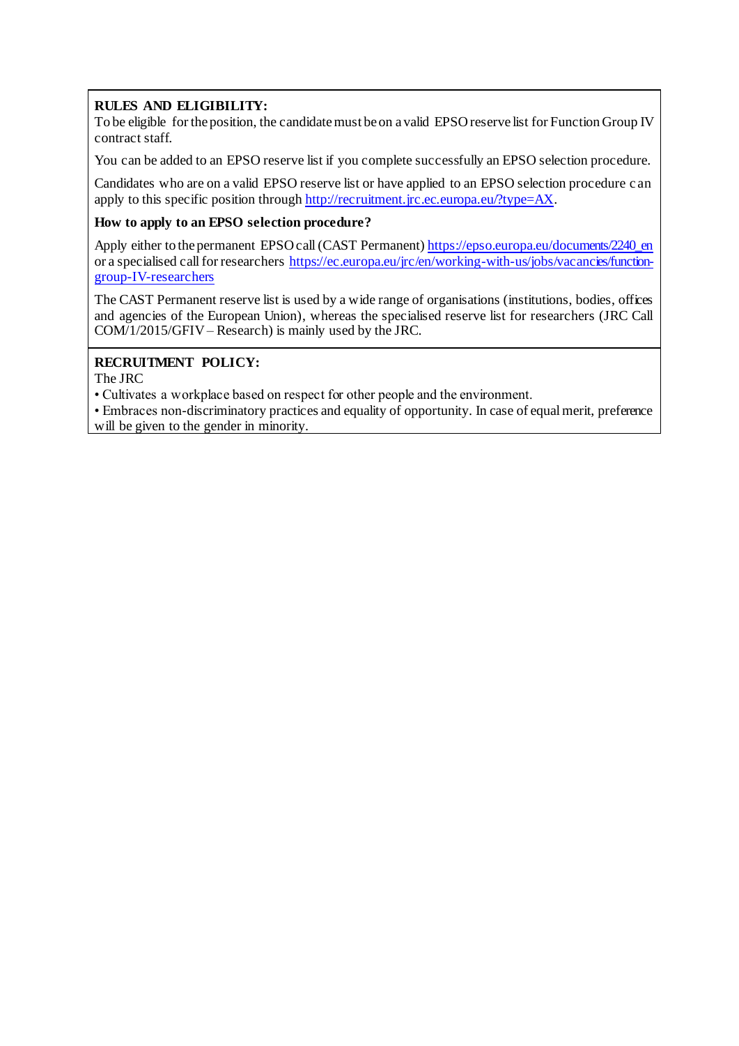**RULES AND ELIGIBILITY:**

To be eligible for the position, the candidate must be on a valid EPSO reserve list for Function Group IV contract staff.

You can be added to an EPSO reserve list if you complete successfully an EPSO selection procedure.

Candidates who are on a valid EPSO reserve list or have applied to an EPSO selection procedure can apply to this specific position through http://recruitment.jrc.ec.europa.eu/?type=AX.

**How to apply to an EPSO selection procedure?**

Apply either to the permanent EPSO call (CAST Permanent) https://epso.europa.eu/documents/2240_en or a specialised call for researchers https://ec.europa.eu/jrc/en/working-with-us/jobs/vacancies/function-group-IV-researchers

The CAST Permanent reserve list is used by a wide range of organisations (institutions, bodies, offices and agencies of the European Union), whereas the specialised reserve list for researchers (JRC Call COM/1/2015/GFIV – Research) is mainly used by the JRC.

**RECRUITMENT POLICY:**

The JRC

- Cultivates a workplace based on respect for other people and the environment.
- Embraces non-discriminatory practices and equality of opportunity. In case of equal merit, preference will be given to the gender in minority.